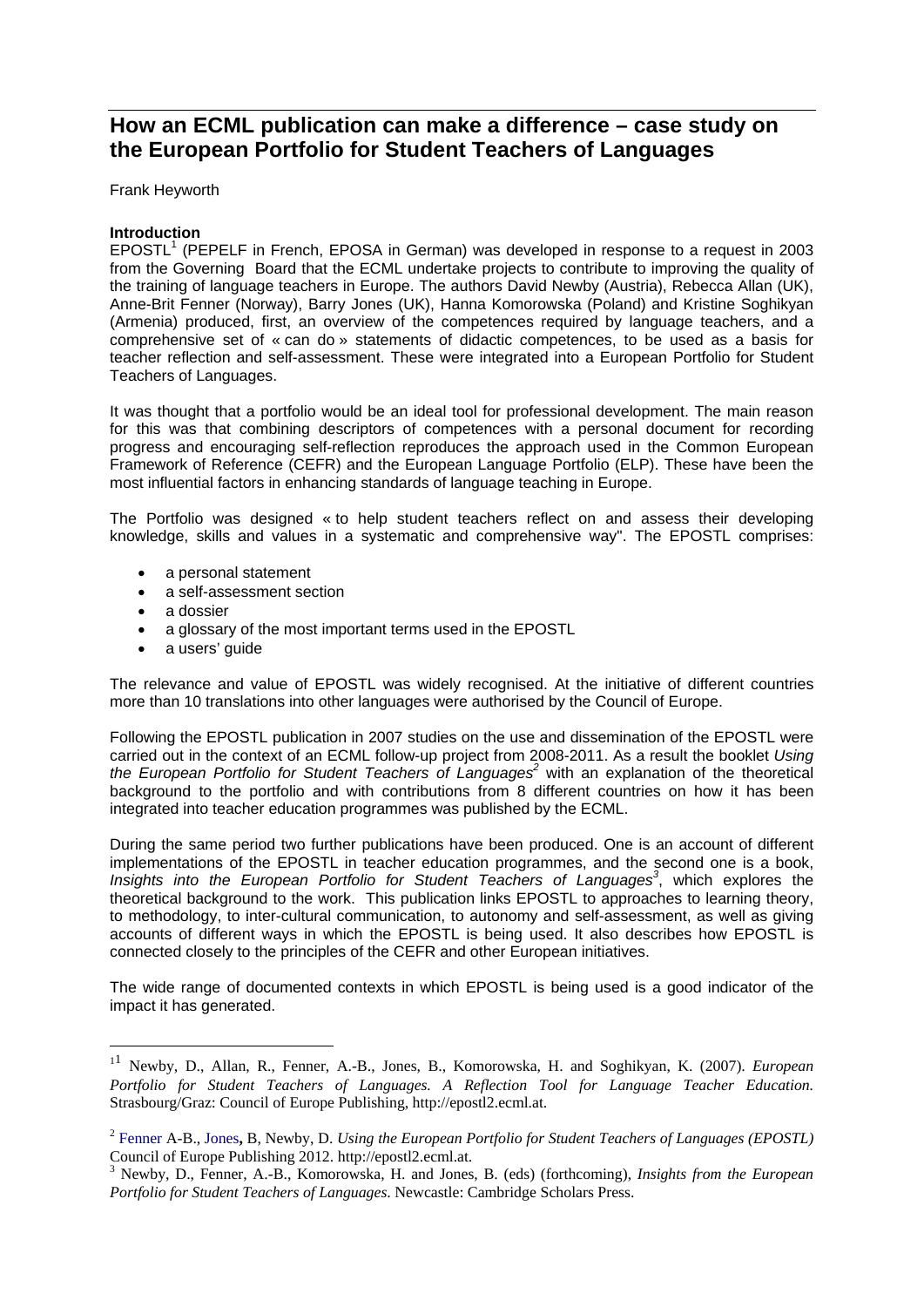# How an ECML publication can make a difference – case study on the European Portfolio for Student Teachers of Languages

Frank Heyworth

**Introduction**

EPOSTL[1] (PEPELF in French, EPOSA in German) was developed in response to a request in 2003 from the Governing Board that the ECML undertake projects to contribute to improving the quality of the training of language teachers in Europe. The authors David Newby (Austria), Rebecca Allan (UK), Anne-Brit Fenner (Norway), Barry Jones (UK), Hanna Komorowska (Poland) and Kristine Soghikyan (Armenia) produced, first, an overview of the competences required by language teachers, and a comprehensive set of « can do » statements of didactic competences, to be used as a basis for teacher reflection and self-assessment. These were integrated into a European Portfolio for Student Teachers of Languages.

It was thought that a portfolio would be an ideal tool for professional development. The main reason for this was that combining descriptors of competences with a personal document for recording progress and encouraging self-reflection reproduces the approach used in the Common European Framework of Reference (CEFR) and the European Language Portfolio (ELP). These have been the most influential factors in enhancing standards of language teaching in Europe.

The Portfolio was designed « to help student teachers reflect on and assess their developing knowledge, skills and values in a systematic and comprehensive way". The EPOSTL comprises:

- a personal statement
- a self-assessment section
- a dossier
- a glossary of the most important terms used in the EPOSTL
- a users' guide

The relevance and value of EPOSTL was widely recognised. At the initiative of different countries more than 10 translations into other languages were authorised by the Council of Europe.

Following the EPOSTL publication in 2007 studies on the use and dissemination of the EPOSTL were carried out in the context of an ECML follow-up project from 2008-2011. As a result the booklet *Using the European Portfolio for Student Teachers of Languages*[2] with an explanation of the theoretical background to the portfolio and with contributions from 8 different countries on how it has been integrated into teacher education programmes was published by the ECML.

During the same period two further publications have been produced. One is an account of different implementations of the EPOSTL in teacher education programmes, and the second one is a book, *Insights into the European Portfolio for Student Teachers of Languages*[3], which explores the theoretical background to the work. This publication links EPOSTL to approaches to learning theory, to methodology, to inter-cultural communication, to autonomy and self-assessment, as well as giving accounts of different ways in which the EPOSTL is being used. It also describes how EPOSTL is connected closely to the principles of the CEFR and other European initiatives.

The wide range of documented contexts in which EPOSTL is being used is a good indicator of the impact it has generated.

---

[1] Newby, D., Allan, R., Fenner, A.-B., Jones, B., Komorowska, H. and Soghikyan, K. (2007). *European Portfolio for Student Teachers of Languages. A Reflection Tool for Language Teacher Education.* Strasbourg/Graz: Council of Europe Publishing, http://epostl2.ecml.at.

[2] Fenner A-B., Jones, B, Newby, D. *Using the European Portfolio for Student Teachers of Languages (EPOSTL)* Council of Europe Publishing 2012. http://epostl2.ecml.at.

[3] Newby, D., Fenner, A.-B., Komorowska, H. and Jones, B. (eds) (forthcoming), *Insights from the European Portfolio for Student Teachers of Languages*. Newcastle: Cambridge Scholars Press.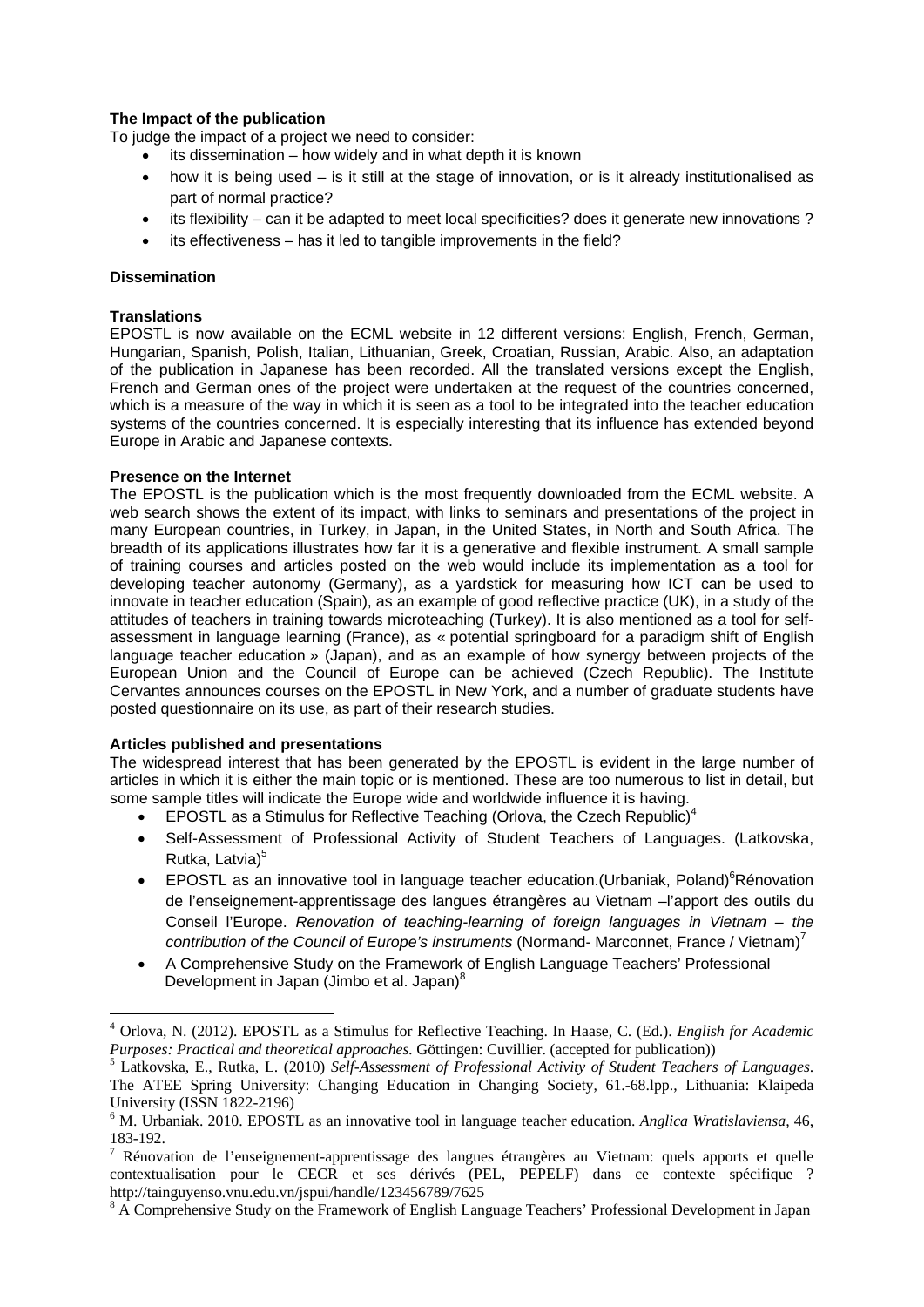**The Impact of the publication**

To judge the impact of a project we need to consider:

- its dissemination – how widely and in what depth it is known
- how it is being used – is it still at the stage of innovation, or is it already institutionalised as part of normal practice?
- its flexibility – can it be adapted to meet local specificities? does it generate new innovations ?
- its effectiveness – has it led to tangible improvements in the field?

**Dissemination**

**Translations**

EPOSTL is now available on the ECML website in 12 different versions: English, French, German, Hungarian, Spanish, Polish, Italian, Lithuanian, Greek, Croatian, Russian, Arabic. Also, an adaptation of the publication in Japanese has been recorded. All the translated versions except the English, French and German ones of the project were undertaken at the request of the countries concerned, which is a measure of the way in which it is seen as a tool to be integrated into the teacher education systems of the countries concerned. It is especially interesting that its influence has extended beyond Europe in Arabic and Japanese contexts.

**Presence on the Internet**

The EPOSTL is the publication which is the most frequently downloaded from the ECML website. A web search shows the extent of its impact, with links to seminars and presentations of the project in many European countries, in Turkey, in Japan, in the United States, in North and South Africa. The breadth of its applications illustrates how far it is a generative and flexible instrument. A small sample of training courses and articles posted on the web would include its implementation as a tool for developing teacher autonomy (Germany), as a yardstick for measuring how ICT can be used to innovate in teacher education (Spain), as an example of good reflective practice (UK), in a study of the attitudes of teachers in training towards microteaching (Turkey). It is also mentioned as a tool for self-assessment in language learning (France), as « potential springboard for a paradigm shift of English language teacher education » (Japan), and as an example of how synergy between projects of the European Union and the Council of Europe can be achieved (Czech Republic). The Institute Cervantes announces courses on the EPOSTL in New York, and a number of graduate students have posted questionnaire on its use, as part of their research studies.

**Articles published and presentations**

The widespread interest that has been generated by the EPOSTL is evident in the large number of articles in which it is either the main topic or is mentioned. These are too numerous to list in detail, but some sample titles will indicate the Europe wide and worldwide influence it is having.

- EPOSTL as a Stimulus for Reflective Teaching (Orlova, the Czech Republic)[4]
- Self-Assessment of Professional Activity of Student Teachers of Languages. (Latkovska, Rutka, Latvia)[5]
- EPOSTL as an innovative tool in language teacher education.(Urbaniak, Poland)[6]Rénovation de l'enseignement-apprentissage des langues étrangères au Vietnam –l'apport des outils du Conseil l'Europe. *Renovation of teaching-learning of foreign languages in Vietnam – the contribution of the Council of Europe's instruments* (Normand- Marconnet, France / Vietnam)[7]
- A Comprehensive Study on the Framework of English Language Teachers' Professional Development in Japan (Jimbo et al. Japan)[8]

---

[4] Orlova, N. (2012). EPOSTL as a Stimulus for Reflective Teaching. In Haase, C. (Ed.). *English for Academic Purposes: Practical and theoretical approaches.* Göttingen: Cuvillier. (accepted for publication))

[5] Latkovska, E., Rutka, L. (2010) *Self-Assessment of Professional Activity of Student Teachers of Languages.* The ATEE Spring University: Changing Education in Changing Society, 61.-68.lpp., Lithuania: Klaipeda University (ISSN 1822-2196)

[6] M. Urbaniak. 2010. EPOSTL as an innovative tool in language teacher education. *Anglica Wratislaviensa,* 46, 183-192.

[7] Rénovation de l'enseignement-apprentissage des langues étrangères au Vietnam: quels apports et quelle contextualisation pour le CECR et ses dérivés (PEL, PEPELF) dans ce contexte spécifique ? http://tainguyenso.vnu.edu.vn/jspui/handle/123456789/7625

[8] A Comprehensive Study on the Framework of English Language Teachers' Professional Development in Japan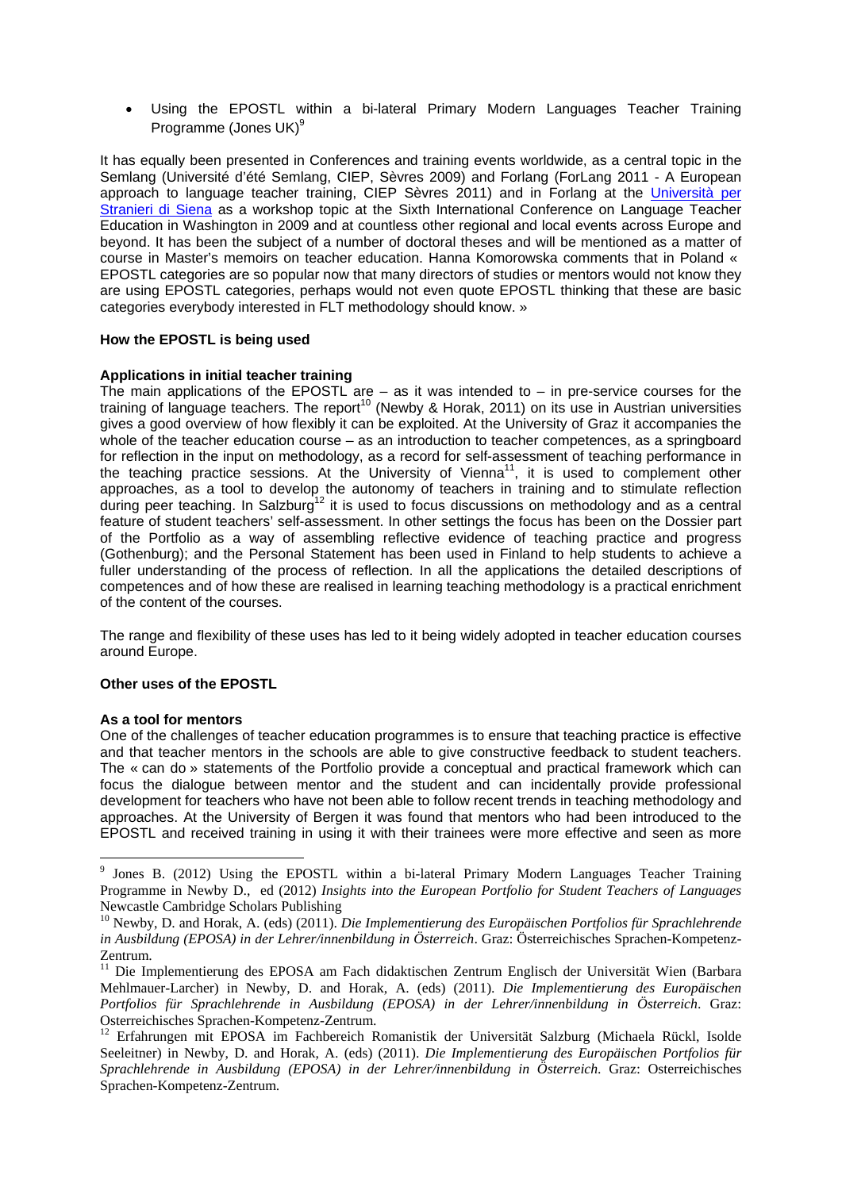- Using the EPOSTL within a bi-lateral Primary Modern Languages Teacher Training Programme (Jones UK)[9]

It has equally been presented in Conferences and training events worldwide, as a central topic in the Semlang (Université d'été Semlang, CIEP, Sèvres 2009) and Forlang (ForLang 2011 - A European approach to language teacher training, CIEP Sèvres 2011) and in Forlang at the [Università per Stranieri di Siena](#) as a workshop topic at the Sixth International Conference on Language Teacher Education in Washington in 2009 and at countless other regional and local events across Europe and beyond. It has been the subject of a number of doctoral theses and will be mentioned as a matter of course in Master's memoirs on teacher education. Hanna Komorowska comments that in Poland « EPOSTL categories are so popular now that many directors of studies or mentors would not know they are using EPOSTL categories, perhaps would not even quote EPOSTL thinking that these are basic categories everybody interested in FLT methodology should know. »

**How the EPOSTL is being used**

**Applications in initial teacher training**

The main applications of the EPOSTL are – as it was intended to – in pre-service courses for the training of language teachers. The report[10] (Newby & Horak, 2011) on its use in Austrian universities gives a good overview of how flexibly it can be exploited. At the University of Graz it accompanies the whole of the teacher education course – as an introduction to teacher competences, as a springboard for reflection in the input on methodology, as a record for self-assessment of teaching performance in the teaching practice sessions. At the University of Vienna[11], it is used to complement other approaches, as a tool to develop the autonomy of teachers in training and to stimulate reflection during peer teaching. In Salzburg[12] it is used to focus discussions on methodology and as a central feature of student teachers' self-assessment. In other settings the focus has been on the Dossier part of the Portfolio as a way of assembling reflective evidence of teaching practice and progress (Gothenburg); and the Personal Statement has been used in Finland to help students to achieve a fuller understanding of the process of reflection. In all the applications the detailed descriptions of competences and of how these are realised in learning teaching methodology is a practical enrichment of the content of the courses.

The range and flexibility of these uses has led to it being widely adopted in teacher education courses around Europe.

**Other uses of the EPOSTL**

**As a tool for mentors**

One of the challenges of teacher education programmes is to ensure that teaching practice is effective and that teacher mentors in the schools are able to give constructive feedback to student teachers. The « can do » statements of the Portfolio provide a conceptual and practical framework which can focus the dialogue between mentor and the student and can incidentally provide professional development for teachers who have not been able to follow recent trends in teaching methodology and approaches. At the University of Bergen it was found that mentors who had been introduced to the EPOSTL and received training in using it with their trainees were more effective and seen as more

---

[9] Jones B. (2012) Using the EPOSTL within a bi-lateral Primary Modern Languages Teacher Training Programme in Newby D., ed (2012) *Insights into the European Portfolio for Student Teachers of Languages* Newcastle Cambridge Scholars Publishing

[10] Newby, D. and Horak, A. (eds) (2011). *Die Implementierung des Europäischen Portfolios für Sprachlehrende in Ausbildung (EPOSA) in der Lehrer/innenbildung in Österreich*. Graz: Österreichisches Sprachen-Kompetenz-Zentrum.

[11] Die Implementierung des EPOSA am Fach didaktischen Zentrum Englisch der Universität Wien (Barbara Mehlmauer-Larcher) in Newby, D. and Horak, A. (eds) (2011). *Die Implementierung des Europäischen Portfolios für Sprachlehrende in Ausbildung (EPOSA) in der Lehrer/innenbildung in Österreich*. Graz: Osterreichisches Sprachen-Kompetenz-Zentrum.

[12] Erfahrungen mit EPOSA im Fachbereich Romanistik der Universität Salzburg (Michaela Rückl, Isolde Seeleitner) in Newby, D. and Horak, A. (eds) (2011). *Die Implementierung des Europäischen Portfolios für Sprachlehrende in Ausbildung (EPOSA) in der Lehrer/innenbildung in Österreich*. Graz: Osterreichisches Sprachen-Kompetenz-Zentrum.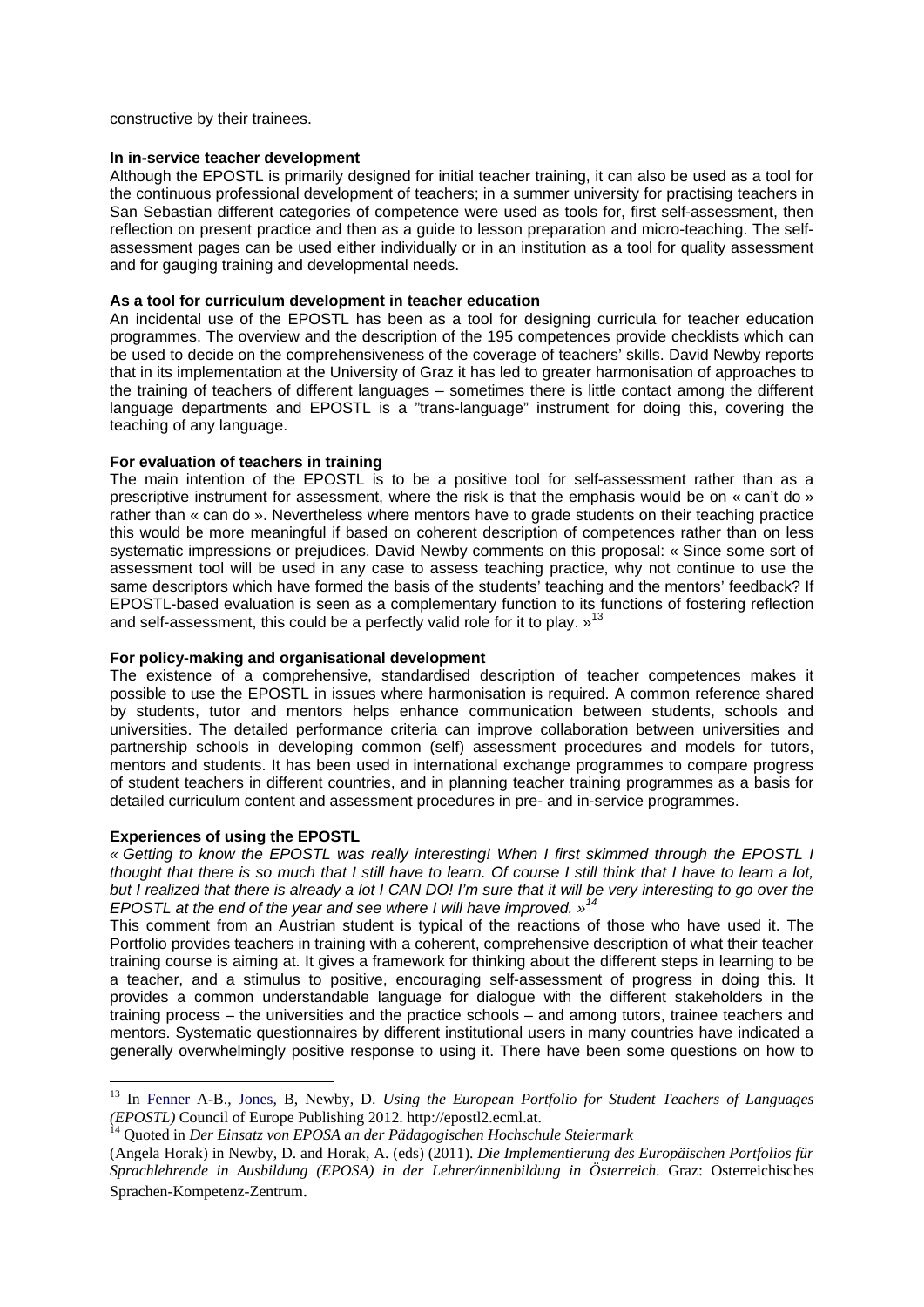constructive by their trainees.

**In in-service teacher development**

Although the EPOSTL is primarily designed for initial teacher training, it can also be used as a tool for the continuous professional development of teachers; in a summer university for practising teachers in San Sebastian different categories of competence were used as tools for, first self-assessment, then reflection on present practice and then as a guide to lesson preparation and micro-teaching. The self-assessment pages can be used either individually or in an institution as a tool for quality assessment and for gauging training and developmental needs.

**As a tool for curriculum development in teacher education**

An incidental use of the EPOSTL has been as a tool for designing curricula for teacher education programmes. The overview and the description of the 195 competences provide checklists which can be used to decide on the comprehensiveness of the coverage of teachers' skills. David Newby reports that in its implementation at the University of Graz it has led to greater harmonisation of approaches to the training of teachers of different languages – sometimes there is little contact among the different language departments and EPOSTL is a "trans-language" instrument for doing this, covering the teaching of any language.

**For evaluation of teachers in training**

The main intention of the EPOSTL is to be a positive tool for self-assessment rather than as a prescriptive instrument for assessment, where the risk is that the emphasis would be on « can't do » rather than « can do ». Nevertheless where mentors have to grade students on their teaching practice this would be more meaningful if based on coherent description of competences rather than on less systematic impressions or prejudices. David Newby comments on this proposal: « Since some sort of assessment tool will be used in any case to assess teaching practice, why not continue to use the same descriptors which have formed the basis of the students' teaching and the mentors' feedback? If EPOSTL-based evaluation is seen as a complementary function to its functions of fostering reflection and self-assessment, this could be a perfectly valid role for it to play. »[13]

**For policy-making and organisational development**

The existence of a comprehensive, standardised description of teacher competences makes it possible to use the EPOSTL in issues where harmonisation is required. A common reference shared by students, tutor and mentors helps enhance communication between students, schools and universities. The detailed performance criteria can improve collaboration between universities and partnership schools in developing common (self) assessment procedures and models for tutors, mentors and students. It has been used in international exchange programmes to compare progress of student teachers in different countries, and in planning teacher training programmes as a basis for detailed curriculum content and assessment procedures in pre- and in-service programmes.

**Experiences of using the EPOSTL**

*« Getting to know the EPOSTL was really interesting! When I first skimmed through the EPOSTL I thought that there is so much that I still have to learn. Of course I still think that I have to learn a lot, but I realized that there is already a lot I CAN DO! I'm sure that it will be very interesting to go over the EPOSTL at the end of the year and see where I will have improved. »*[14]

This comment from an Austrian student is typical of the reactions of those who have used it. The Portfolio provides teachers in training with a coherent, comprehensive description of what their teacher training course is aiming at. It gives a framework for thinking about the different steps in learning to be a teacher, and a stimulus to positive, encouraging self-assessment of progress in doing this. It provides a common understandable language for dialogue with the different stakeholders in the training process – the universities and the practice schools – and among tutors, trainee teachers and mentors. Systematic questionnaires by different institutional users in many countries have indicated a generally overwhelmingly positive response to using it. There have been some questions on how to

---

[13] In Fenner A-B., Jones, B, Newby, D. *Using the European Portfolio for Student Teachers of Languages (EPOSTL)* Council of Europe Publishing 2012. http://epostl2.ecml.at.

[14] Quoted in *Der Einsatz von EPOSA an der Pädagogischen Hochschule Steiermark* (Angela Horak) in Newby, D. and Horak, A. (eds) (2011). *Die Implementierung des Europäischen Portfolios für Sprachlehrende in Ausbildung (EPOSA) in der Lehrer/innenbildung in Österreich*. Graz: Osterreichisches Sprachen-Kompetenz-Zentrum.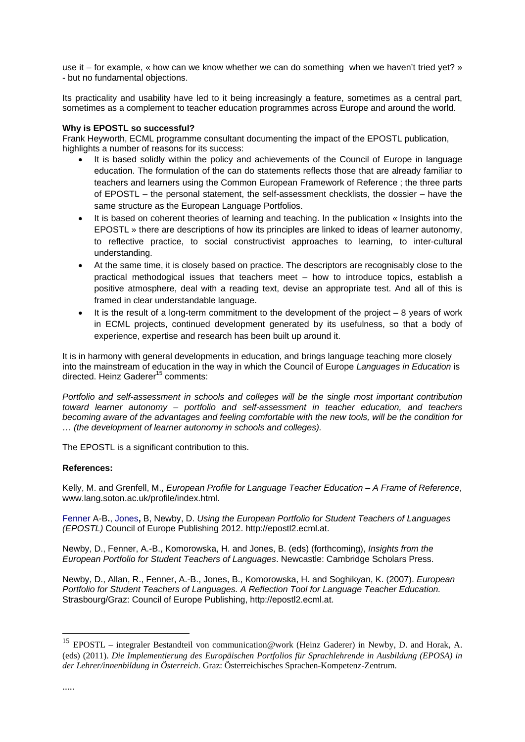use it – for example, « how can we know whether we can do something when we haven't tried yet? » - but no fundamental objections.

Its practicality and usability have led to it being increasingly a feature, sometimes as a central part, sometimes as a complement to teacher education programmes across Europe and around the world.

**Why is EPOSTL so successful?**

Frank Heyworth, ECML programme consultant documenting the impact of the EPOSTL publication, highlights a number of reasons for its success:

- It is based solidly within the policy and achievements of the Council of Europe in language education. The formulation of the can do statements reflects those that are already familiar to teachers and learners using the Common European Framework of Reference ; the three parts of EPOSTL – the personal statement, the self-assessment checklists, the dossier – have the same structure as the European Language Portfolios.
- It is based on coherent theories of learning and teaching. In the publication « Insights into the EPOSTL » there are descriptions of how its principles are linked to ideas of learner autonomy, to reflective practice, to social constructivist approaches to learning, to inter-cultural understanding.
- At the same time, it is closely based on practice. The descriptors are recognisably close to the practical methodological issues that teachers meet – how to introduce topics, establish a positive atmosphere, deal with a reading text, devise an appropriate test. And all of this is framed in clear understandable language.
- It is the result of a long-term commitment to the development of the project – 8 years of work in ECML projects, continued development generated by its usefulness, so that a body of experience, expertise and research has been built up around it.

It is in harmony with general developments in education, and brings language teaching more closely into the mainstream of education in the way in which the Council of Europe *Languages in Education* is directed. Heinz Gaderer[15] comments:

*Portfolio and self-assessment in schools and colleges will be the single most important contribution toward learner autonomy – portfolio and self-assessment in teacher education, and teachers becoming aware of the advantages and feeling comfortable with the new tools, will be the condition for … (the development of learner autonomy in schools and colleges).*

The EPOSTL is a significant contribution to this.

**References:**

Kelly, M. and Grenfell, M., *European Profile for Language Teacher Education – A Frame of Reference*, www.lang.soton.ac.uk/profile/index.html.

Fenner A-B., Jones, B, Newby, D. *Using the European Portfolio for Student Teachers of Languages (EPOSTL)* Council of Europe Publishing 2012. http://epostl2.ecml.at.

Newby, D., Fenner, A.-B., Komorowska, H. and Jones, B. (eds) (forthcoming), *Insights from the European Portfolio for Student Teachers of Languages*. Newcastle: Cambridge Scholars Press.

Newby, D., Allan, R., Fenner, A.-B., Jones, B., Komorowska, H. and Soghikyan, K. (2007). *European Portfolio for Student Teachers of Languages. A Reflection Tool for Language Teacher Education.* Strasbourg/Graz: Council of Europe Publishing, http://epostl2.ecml.at.

---

[15] EPOSTL – integraler Bestandteil von communication@work (Heinz Gaderer) in Newby, D. and Horak, A. (eds) (2011). *Die Implementierung des Europäischen Portfolios für Sprachlehrende in Ausbildung (EPOSA) in der Lehrer/innenbildung in Österreich*. Graz: Österreichisches Sprachen-Kompetenz-Zentrum.

.....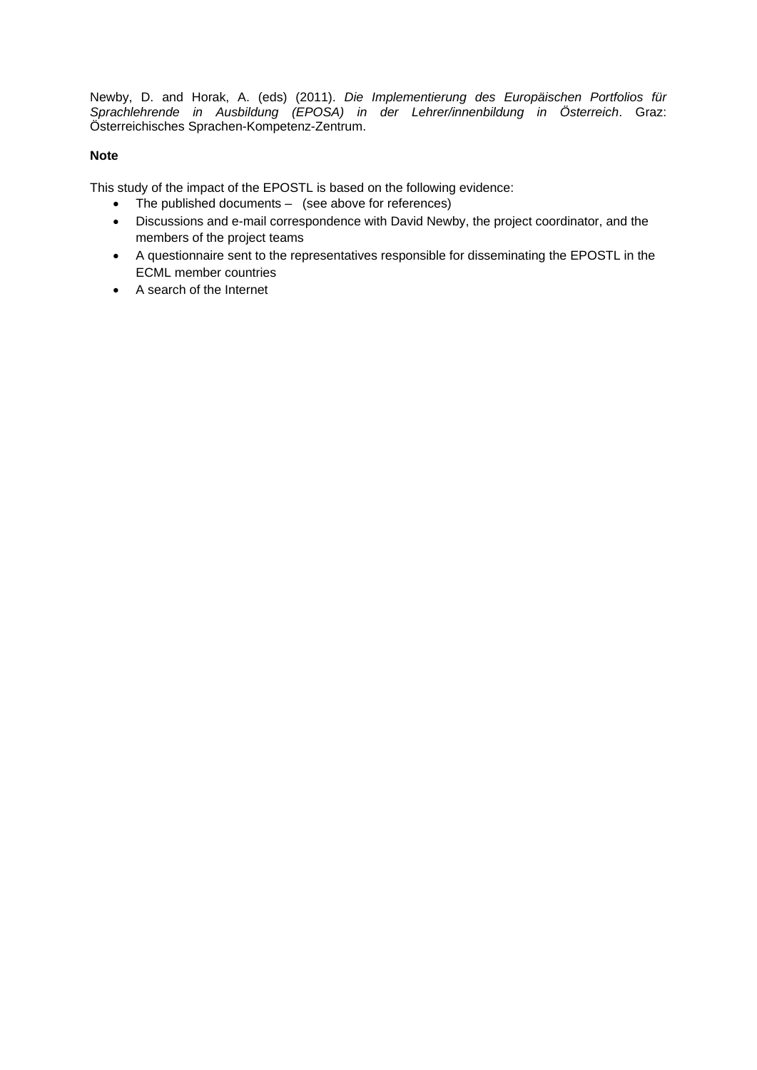Newby, D. and Horak, A. (eds) (2011). *Die Implementierung des Europäischen Portfolios für Sprachlehrende in Ausbildung (EPOSA) in der Lehrer/innenbildung in Österreich*. Graz: Österreichisches Sprachen-Kompetenz-Zentrum.

**Note**

This study of the impact of the EPOSTL is based on the following evidence:

- The published documents – (see above for references)
- Discussions and e-mail correspondence with David Newby, the project coordinator, and the members of the project teams
- A questionnaire sent to the representatives responsible for disseminating the EPOSTL in the ECML member countries
- A search of the Internet